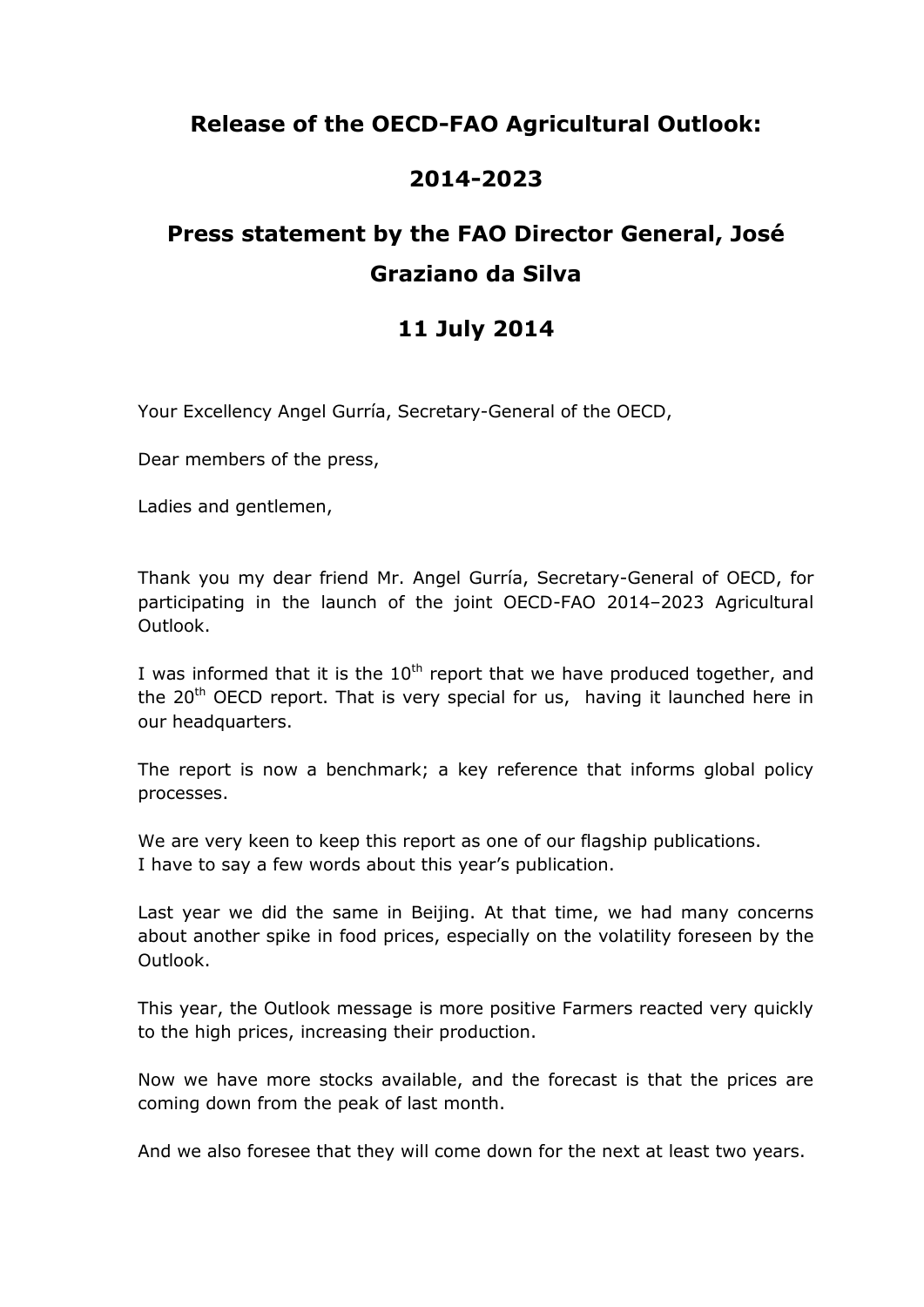# Release of the OECD-FAO Agricultural Outlook: 2014-2023

## Press statement by the FAO Director General, José Graziano da Silva

## 11 July 2014

Your Excellency Angel Gurría, Secretary-General of the OECD,

Dear members of the press,

Ladies and gentlemen,

Thank you my dear friend Mr. Angel Gurría, Secretary-General of OECD, for participating in the launch of the joint OECD-FAO 2014–2023 Agricultural Outlook.

I was informed that it is the 10th report that we have produced together, and the 20th OECD report. That is very special for us, having it launched here in our headquarters.

The report is now a benchmark; a key reference that informs global policy processes.

We are very keen to keep this report as one of our flagship publications.
I have to say a few words about this year's publication.

Last year we did the same in Beijing. At that time, we had many concerns about another spike in food prices, especially on the volatility foreseen by the Outlook.

This year, the Outlook message is more positive Farmers reacted very quickly to the high prices, increasing their production.

Now we have more stocks available, and the forecast is that the prices are coming down from the peak of last month.

And we also foresee that they will come down for the next at least two years.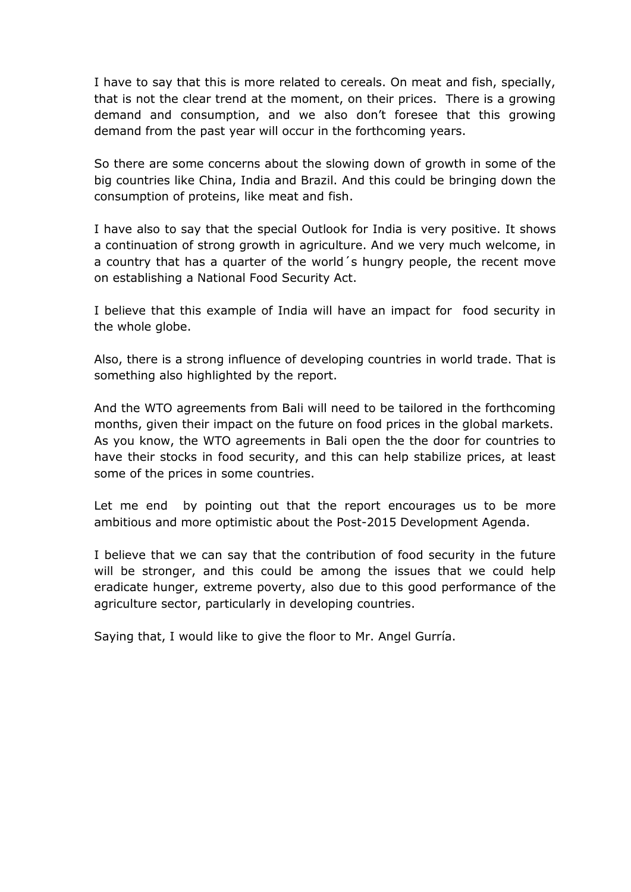I have to say that this is more related to cereals. On meat and fish, specially, that is not the clear trend at the moment, on their prices. There is a growing demand and consumption, and we also don't foresee that this growing demand from the past year will occur in the forthcoming years.

So there are some concerns about the slowing down of growth in some of the big countries like China, India and Brazil. And this could be bringing down the consumption of proteins, like meat and fish.

I have also to say that the special Outlook for India is very positive. It shows a continuation of strong growth in agriculture. And we very much welcome, in a country that has a quarter of the world´s hungry people, the recent move on establishing a National Food Security Act.

I believe that this example of India will have an impact for food security in the whole globe.

Also, there is a strong influence of developing countries in world trade. That is something also highlighted by the report.

And the WTO agreements from Bali will need to be tailored in the forthcoming months, given their impact on the future on food prices in the global markets. As you know, the WTO agreements in Bali open the the door for countries to have their stocks in food security, and this can help stabilize prices, at least some of the prices in some countries.

Let me end by pointing out that the report encourages us to be more ambitious and more optimistic about the Post-2015 Development Agenda.

I believe that we can say that the contribution of food security in the future will be stronger, and this could be among the issues that we could help eradicate hunger, extreme poverty, also due to this good performance of the agriculture sector, particularly in developing countries.

Saying that, I would like to give the floor to Mr. Angel Gurría.